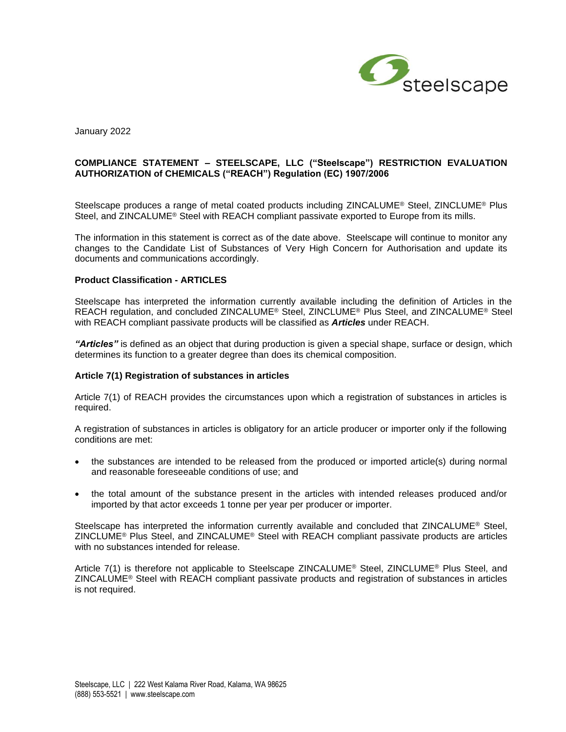January 2022

**COMPLIANCE STATEMENT – STEELSCAPE, LLC ("Steelscape") RESTRICTION EVALUATION AUTHORIZATION of CHEMICALS ("REACH") Regulation (EC) 1907/2006**

Steelscape produces a range of metal coated products including ZINCALUME® Steel, ZINCLUME® Plus Steel, and ZINCALUME® Steel with REACH compliant passivate exported to Europe from its mills.

The information in this statement is correct as of the date above. Steelscape will continue to monitor any changes to the Candidate List of Substances of Very High Concern for Authorisation and update its documents and communications accordingly.

**Product Classification - ARTICLES**

Steelscape has interpreted the information currently available including the definition of Articles in the REACH regulation, and concluded ZINCALUME® Steel, ZINCLUME® Plus Steel, and ZINCALUME® Steel with REACH compliant passivate products will be classified as ***Articles*** under REACH.

***"Articles"*** is defined as an object that during production is given a special shape, surface or design, which determines its function to a greater degree than does its chemical composition.

**Article 7(1) Registration of substances in articles**

Article 7(1) of REACH provides the circumstances upon which a registration of substances in articles is required.

A registration of substances in articles is obligatory for an article producer or importer only if the following conditions are met:

- the substances are intended to be released from the produced or imported article(s) during normal and reasonable foreseeable conditions of use; and
- the total amount of the substance present in the articles with intended releases produced and/or imported by that actor exceeds 1 tonne per year per producer or importer.

Steelscape has interpreted the information currently available and concluded that ZINCALUME® Steel, ZINCLUME® Plus Steel, and ZINCALUME® Steel with REACH compliant passivate products are articles with no substances intended for release.

Article 7(1) is therefore not applicable to Steelscape ZINCALUME® Steel, ZINCLUME® Plus Steel, and ZINCALUME® Steel with REACH compliant passivate products and registration of substances in articles is not required.

Steelscape, LLC | 222 West Kalama River Road, Kalama, WA 98625
(888) 553-5521 | www.steelscape.com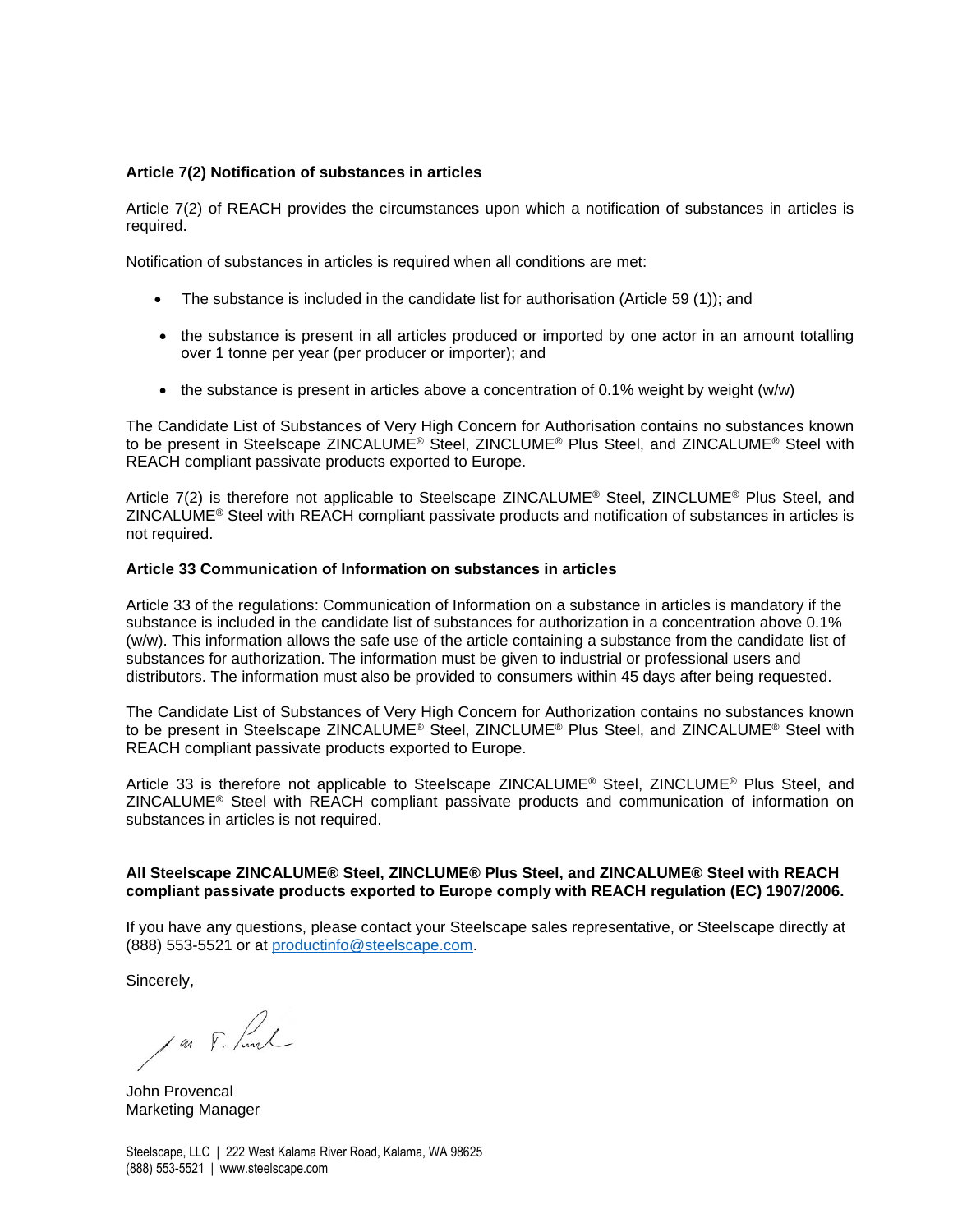**Article 7(2) Notification of substances in articles**

Article 7(2) of REACH provides the circumstances upon which a notification of substances in articles is required.

Notification of substances in articles is required when all conditions are met:

- The substance is included in the candidate list for authorisation (Article 59 (1)); and
- the substance is present in all articles produced or imported by one actor in an amount totalling over 1 tonne per year (per producer or importer); and
- the substance is present in articles above a concentration of 0.1% weight by weight (w/w)

The Candidate List of Substances of Very High Concern for Authorisation contains no substances known to be present in Steelscape ZINCALUME® Steel, ZINCLUME® Plus Steel, and ZINCALUME® Steel with REACH compliant passivate products exported to Europe.

Article 7(2) is therefore not applicable to Steelscape ZINCALUME® Steel, ZINCLUME® Plus Steel, and ZINCALUME® Steel with REACH compliant passivate products and notification of substances in articles is not required.

**Article 33 Communication of Information on substances in articles**

Article 33 of the regulations: Communication of Information on a substance in articles is mandatory if the substance is included in the candidate list of substances for authorization in a concentration above 0.1% (w/w). This information allows the safe use of the article containing a substance from the candidate list of substances for authorization. The information must be given to industrial or professional users and distributors. The information must also be provided to consumers within 45 days after being requested.

The Candidate List of Substances of Very High Concern for Authorization contains no substances known to be present in Steelscape ZINCALUME® Steel, ZINCLUME® Plus Steel, and ZINCALUME® Steel with REACH compliant passivate products exported to Europe.

Article 33 is therefore not applicable to Steelscape ZINCALUME® Steel, ZINCLUME® Plus Steel, and ZINCALUME® Steel with REACH compliant passivate products and communication of information on substances in articles is not required.

**All Steelscape ZINCALUME® Steel, ZINCLUME® Plus Steel, and ZINCALUME® Steel with REACH compliant passivate products exported to Europe comply with REACH regulation (EC) 1907/2006.**

If you have any questions, please contact your Steelscape sales representative, or Steelscape directly at (888) 553-5521 or at productinfo@steelscape.com.

Sincerely,

John Provencal
Marketing Manager

Steelscape, LLC | 222 West Kalama River Road, Kalama, WA 98625
(888) 553-5521 | www.steelscape.com